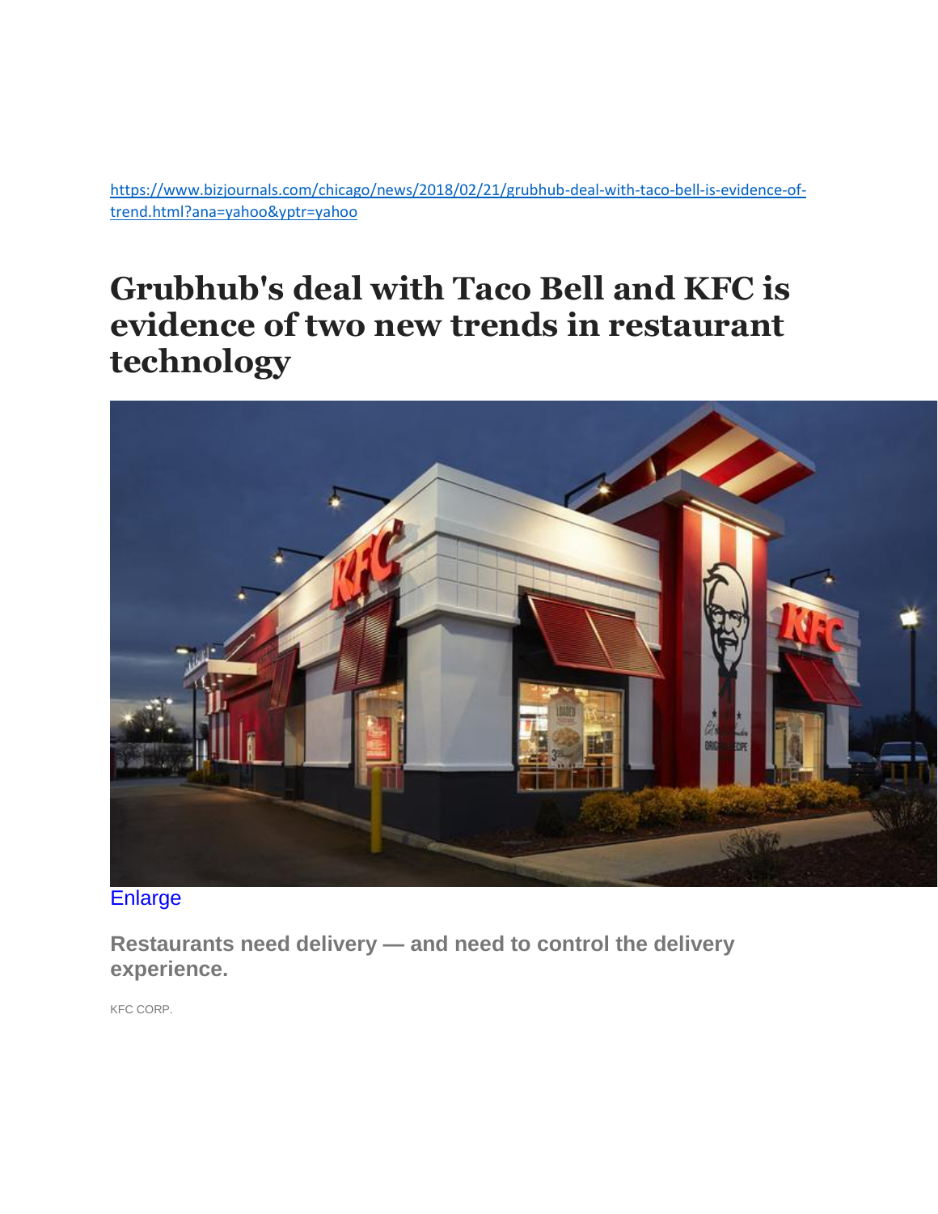https://www.bizjournals.com/chicago/news/2018/02/21/grubhub-deal-with-taco-bell-is-evidence-of-trend.html?ana=yahoo&yptr=yahoo

# Grubhub's deal with Taco Bell and KFC is evidence of two new trends in restaurant technology

Enlarge

**Restaurants need delivery — and need to control the delivery experience.**

KFC CORP.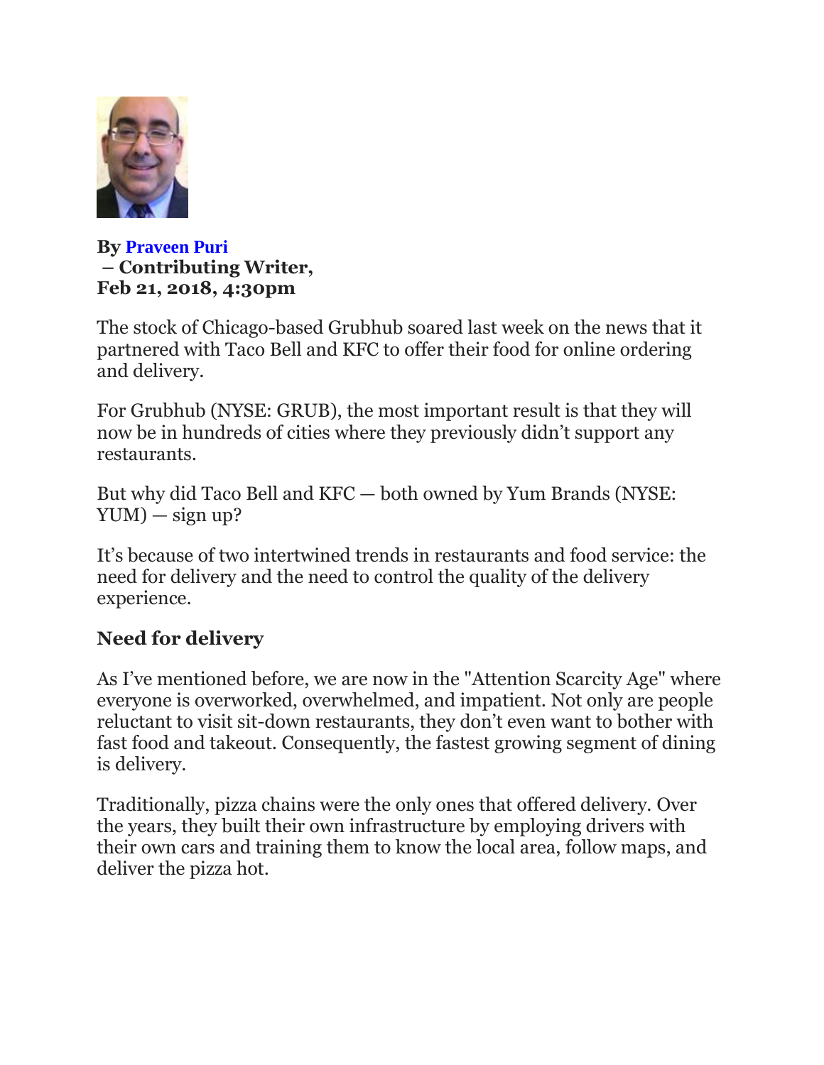**By Praveen Puri**
**– Contributing Writer,**
**Feb 21, 2018, 4:30pm**

The stock of Chicago-based Grubhub soared last week on the news that it partnered with Taco Bell and KFC to offer their food for online ordering and delivery.

For Grubhub (NYSE: GRUB), the most important result is that they will now be in hundreds of cities where they previously didn't support any restaurants.

But why did Taco Bell and KFC — both owned by Yum Brands (NYSE: YUM) — sign up?

It's because of two intertwined trends in restaurants and food service: the need for delivery and the need to control the quality of the delivery experience.

## Need for delivery

As I've mentioned before, we are now in the "Attention Scarcity Age" where everyone is overworked, overwhelmed, and impatient. Not only are people reluctant to visit sit-down restaurants, they don't even want to bother with fast food and takeout. Consequently, the fastest growing segment of dining is delivery.

Traditionally, pizza chains were the only ones that offered delivery. Over the years, they built their own infrastructure by employing drivers with their own cars and training them to know the local area, follow maps, and deliver the pizza hot.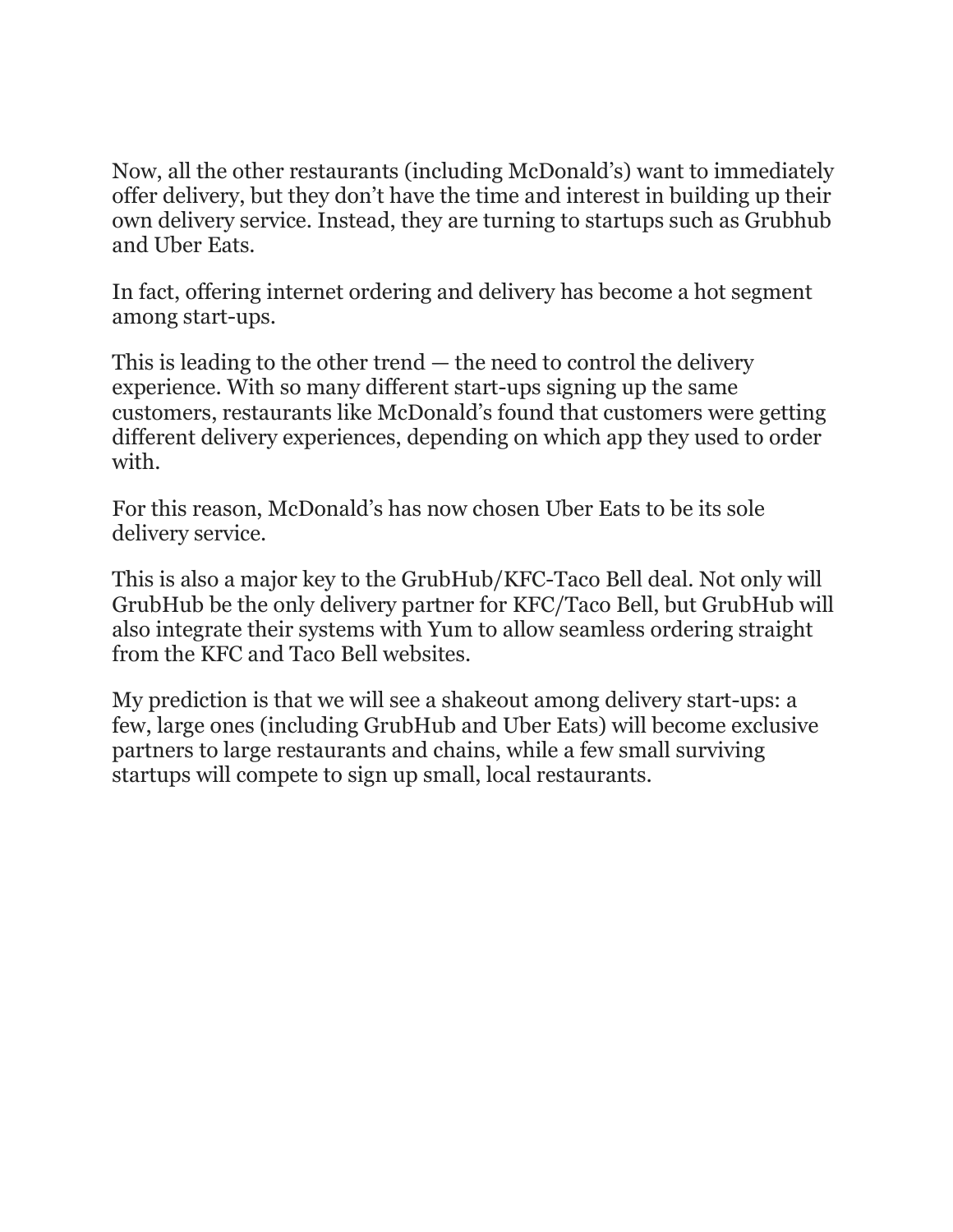Now, all the other restaurants (including McDonald's) want to immediately offer delivery, but they don't have the time and interest in building up their own delivery service. Instead, they are turning to startups such as Grubhub and Uber Eats.

In fact, offering internet ordering and delivery has become a hot segment among start-ups.

This is leading to the other trend — the need to control the delivery experience. With so many different start-ups signing up the same customers, restaurants like McDonald's found that customers were getting different delivery experiences, depending on which app they used to order with.

For this reason, McDonald's has now chosen Uber Eats to be its sole delivery service.

This is also a major key to the GrubHub/KFC-Taco Bell deal. Not only will GrubHub be the only delivery partner for KFC/Taco Bell, but GrubHub will also integrate their systems with Yum to allow seamless ordering straight from the KFC and Taco Bell websites.

My prediction is that we will see a shakeout among delivery start-ups: a few, large ones (including GrubHub and Uber Eats) will become exclusive partners to large restaurants and chains, while a few small surviving startups will compete to sign up small, local restaurants.